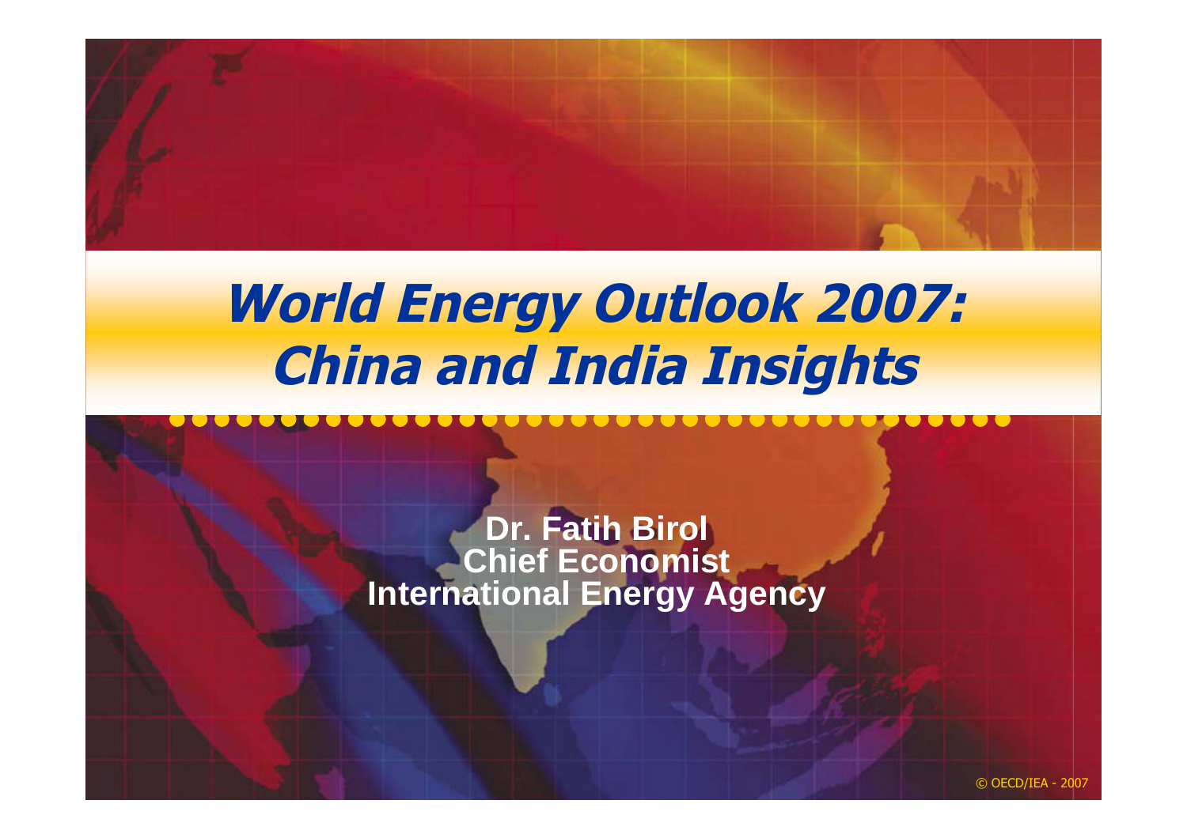# *World Energy Outlook 2007: China and India Insights*

**Dr. Fatih Birol**
**Chief Economist**
**International Energy Agency**

© OECD/IEA - 2007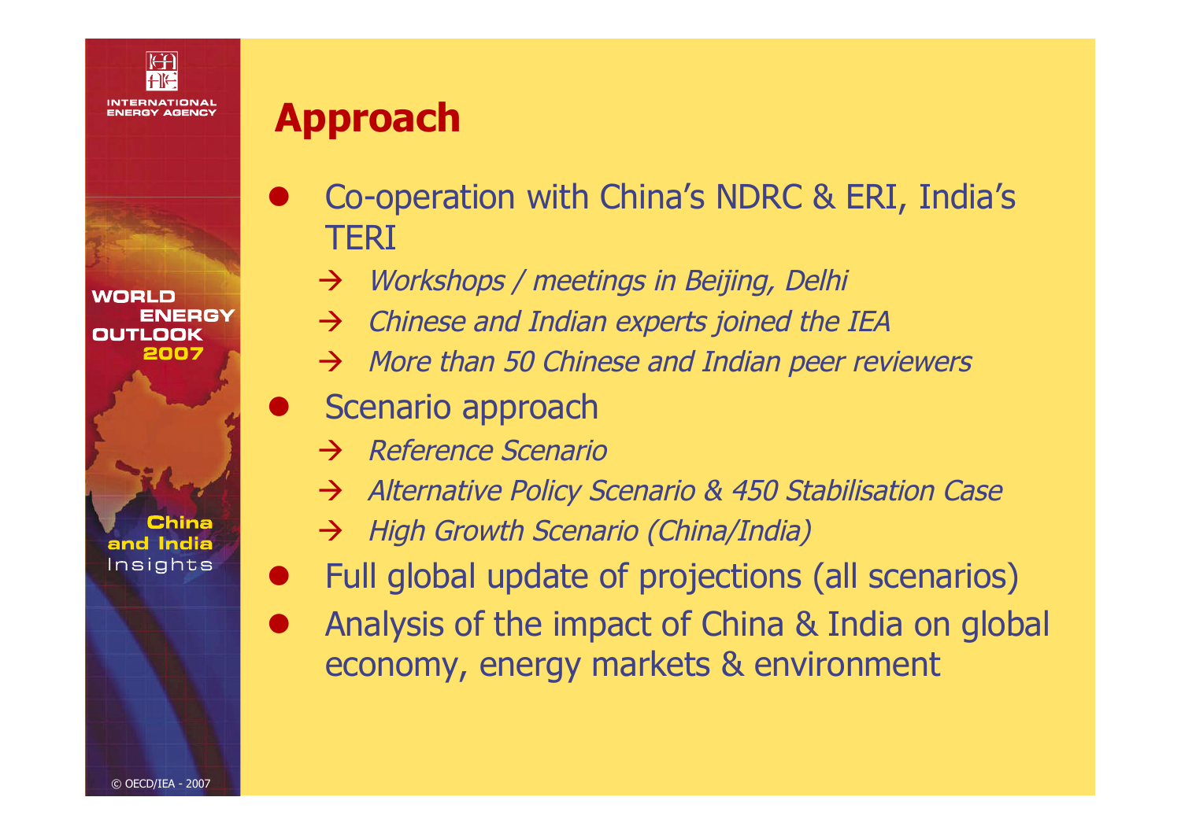# Approach

- Co-operation with China's NDRC & ERI, India's TERI
  - → *Workshops / meetings in Beijing, Delhi*
  - → *Chinese and Indian experts joined the IEA*
  - → *More than 50 Chinese and Indian peer reviewers*
- Scenario approach
  - → *Reference Scenario*
  - → *Alternative Policy Scenario & 450 Stabilisation Case*
  - → *High Growth Scenario (China/India)*
- Full global update of projections (all scenarios)
- Analysis of the impact of China & India on global economy, energy markets & environment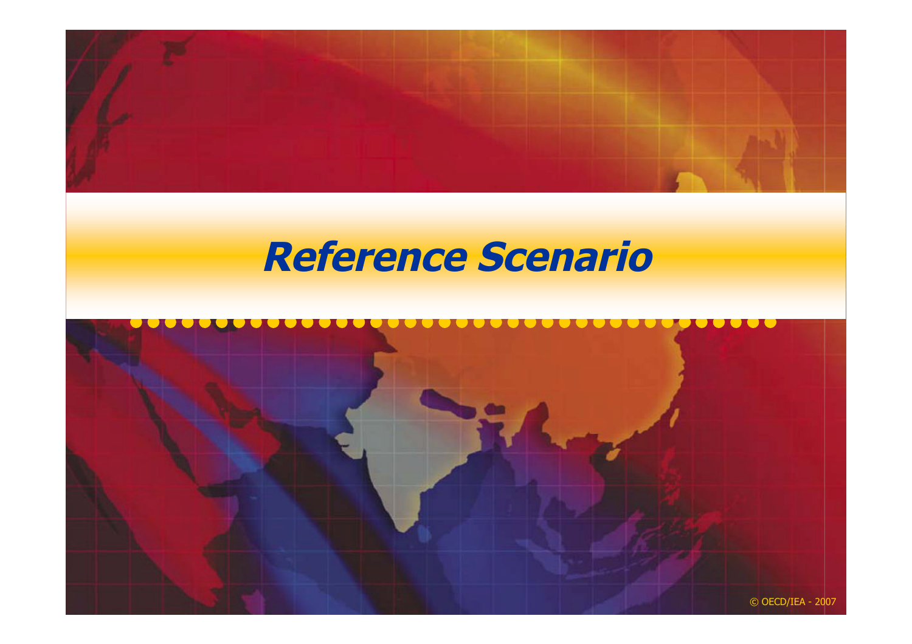# *Reference Scenario*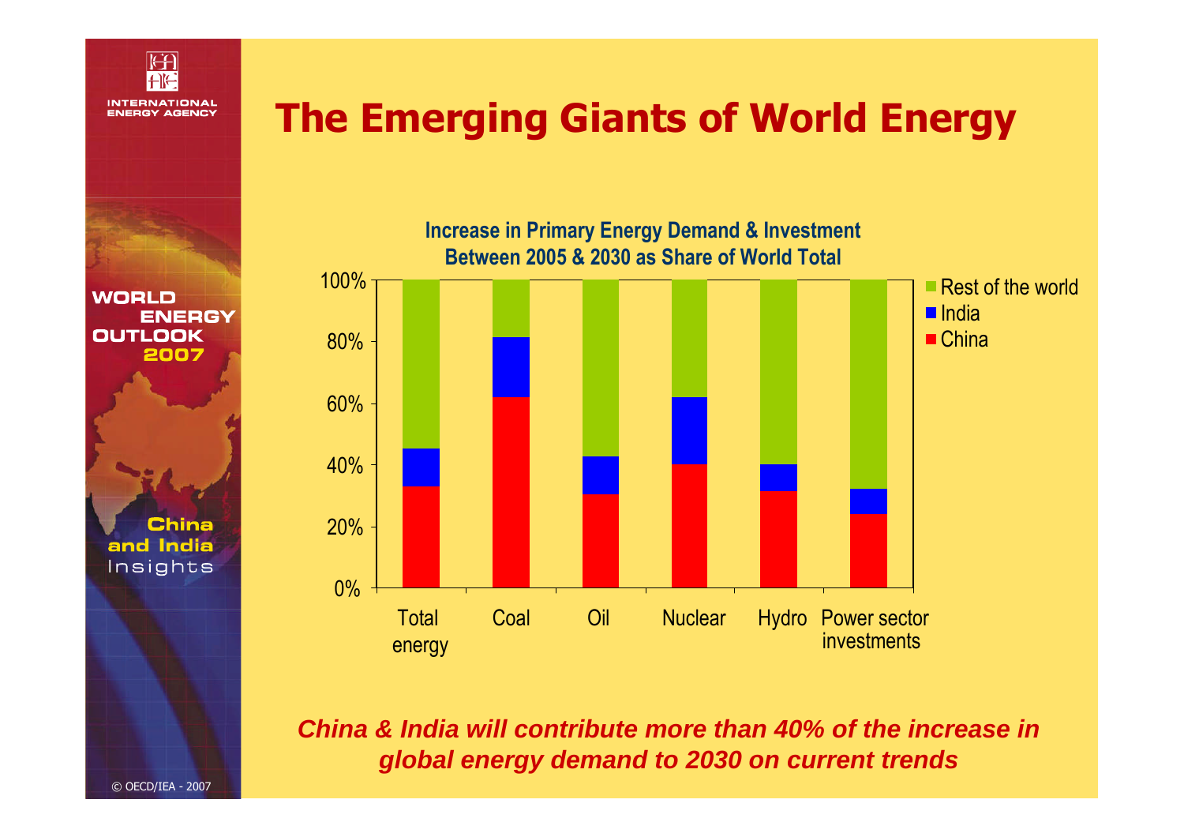# The Emerging Giants of World Energy

**Increase in Primary Energy Demand & Investment Between 2005 & 2030 as Share of World Total**

***China & India will contribute more than 40% of the increase in global energy demand to 2030 on current trends***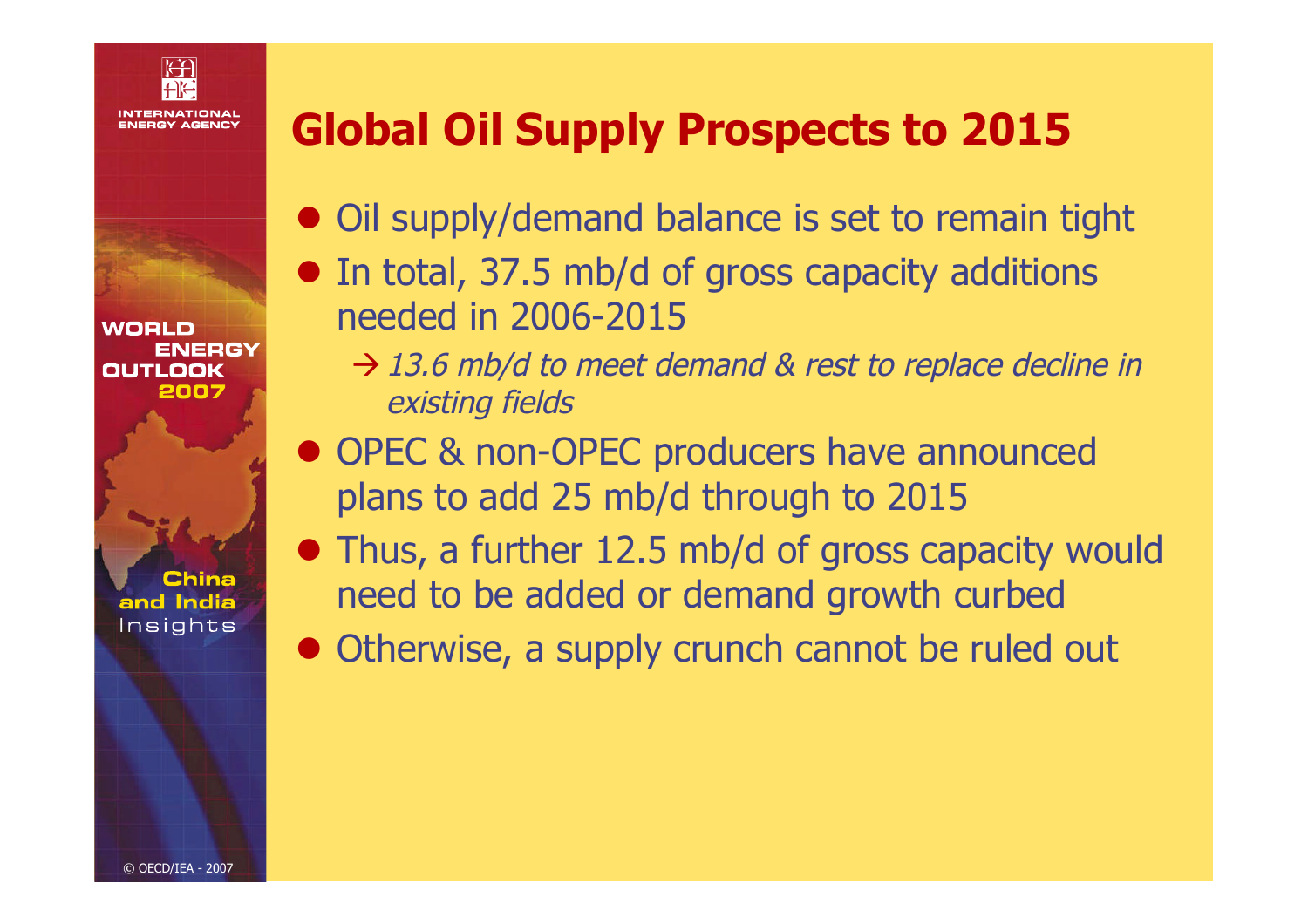# Global Oil Supply Prospects to 2015

- Oil supply/demand balance is set to remain tight
- In total, 37.5 mb/d of gross capacity additions needed in 2006-2015
  - → *13.6 mb/d to meet demand & rest to replace decline in existing fields*
- OPEC & non-OPEC producers have announced plans to add 25 mb/d through to 2015
- Thus, a further 12.5 mb/d of gross capacity would need to be added or demand growth curbed
- Otherwise, a supply crunch cannot be ruled out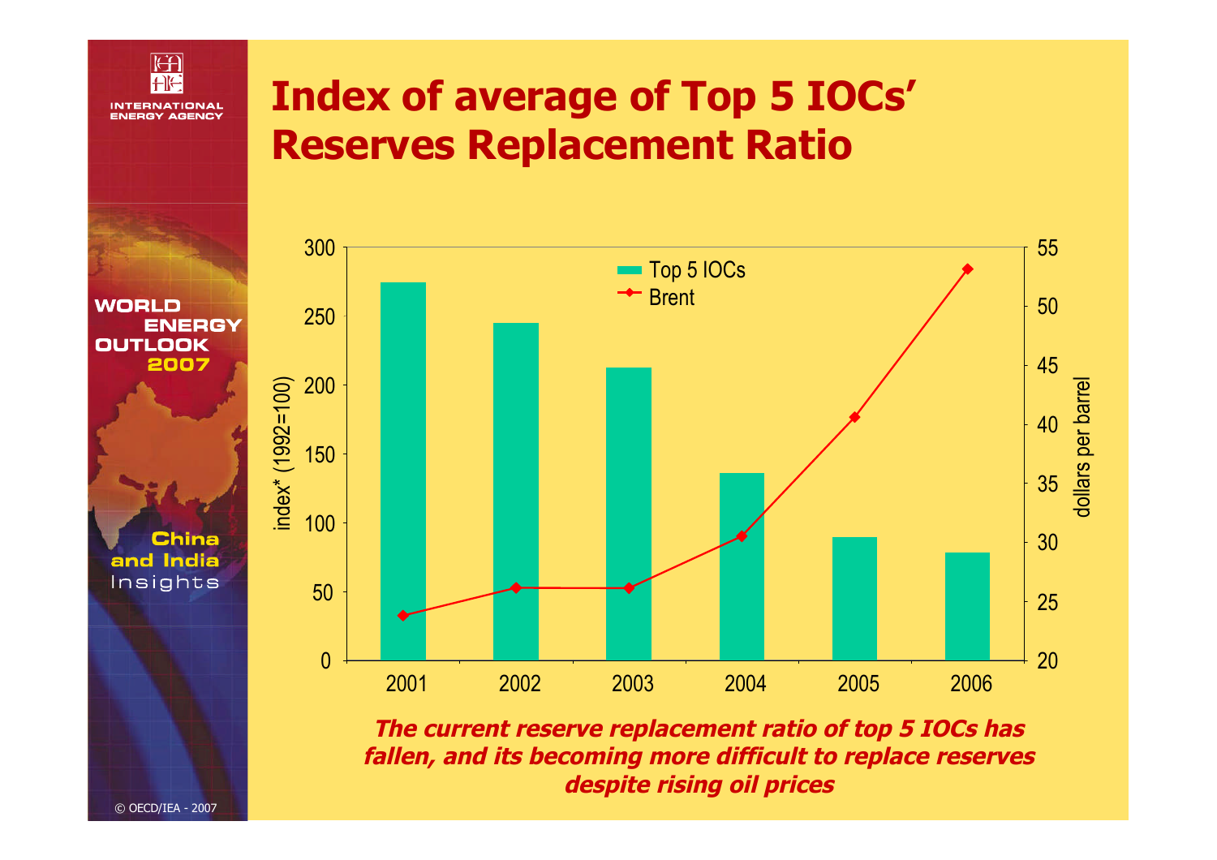# Index of average of Top 5 IOCs' Reserves Replacement Ratio

***The current reserve replacement ratio of top 5 IOCs has fallen, and its becoming more difficult to replace reserves despite rising oil prices***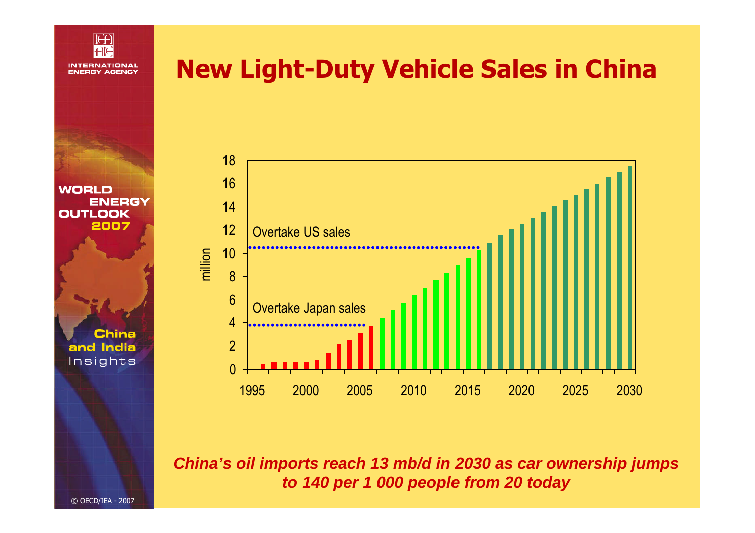# New Light-Duty Vehicle Sales in China

***China's oil imports reach 13 mb/d in 2030 as car ownership jumps to 140 per 1 000 people from 20 today***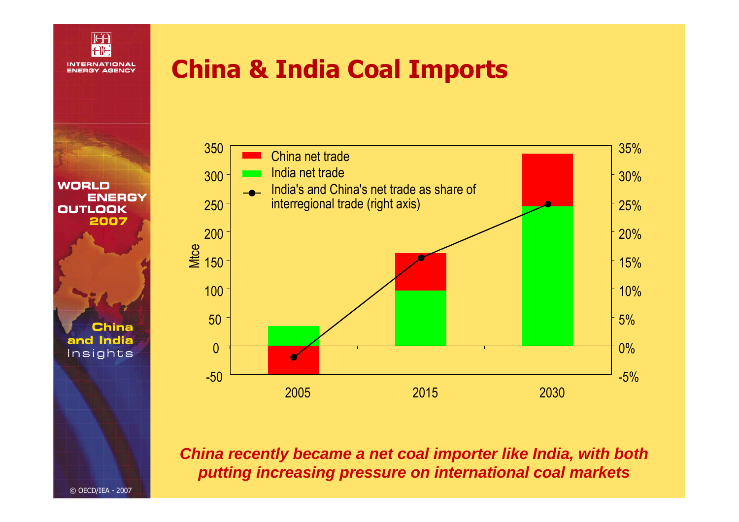# China & India Coal Imports

| Year | China net trade (Mtce) | India net trade (Mtce) | India's and China's net trade as share of interregional trade (right axis) |
|---|---|---|---|
| 2005 | ~-48 | ~35 | ~-2% |
| 2015 | ~65 | ~97 | ~15.5% |
| 2030 | ~92 | ~244 | ~25% |

***China recently became a net coal importer like India, with both putting increasing pressure on international coal markets***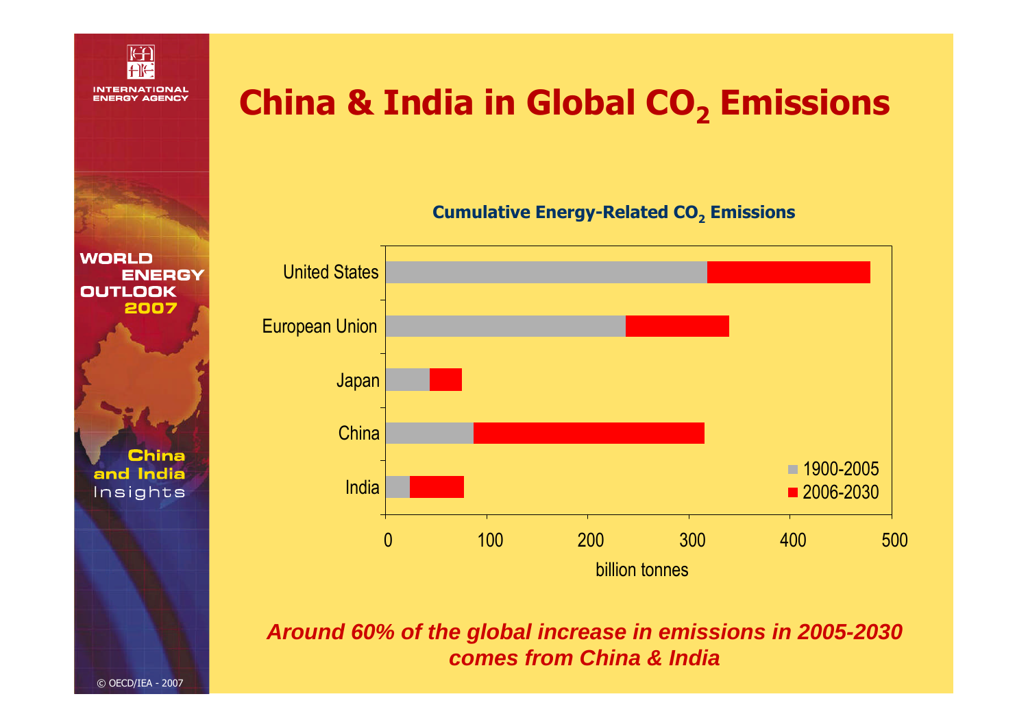# China & India in Global $CO_2$ Emissions

**Cumulative Energy-Related $CO_2$ Emissions**

| | 1900-2005 | 2006-2030 |
|---|---|---|
| United States | | |
| European Union | | |
| Japan | | |
| China | | |
| India | | |

billion tonnes (axis: 0, 100, 200, 300, 400, 500)

***Around 60% of the global increase in emissions in 2005-2030 comes from China & India***

© OECD/IEA - 2007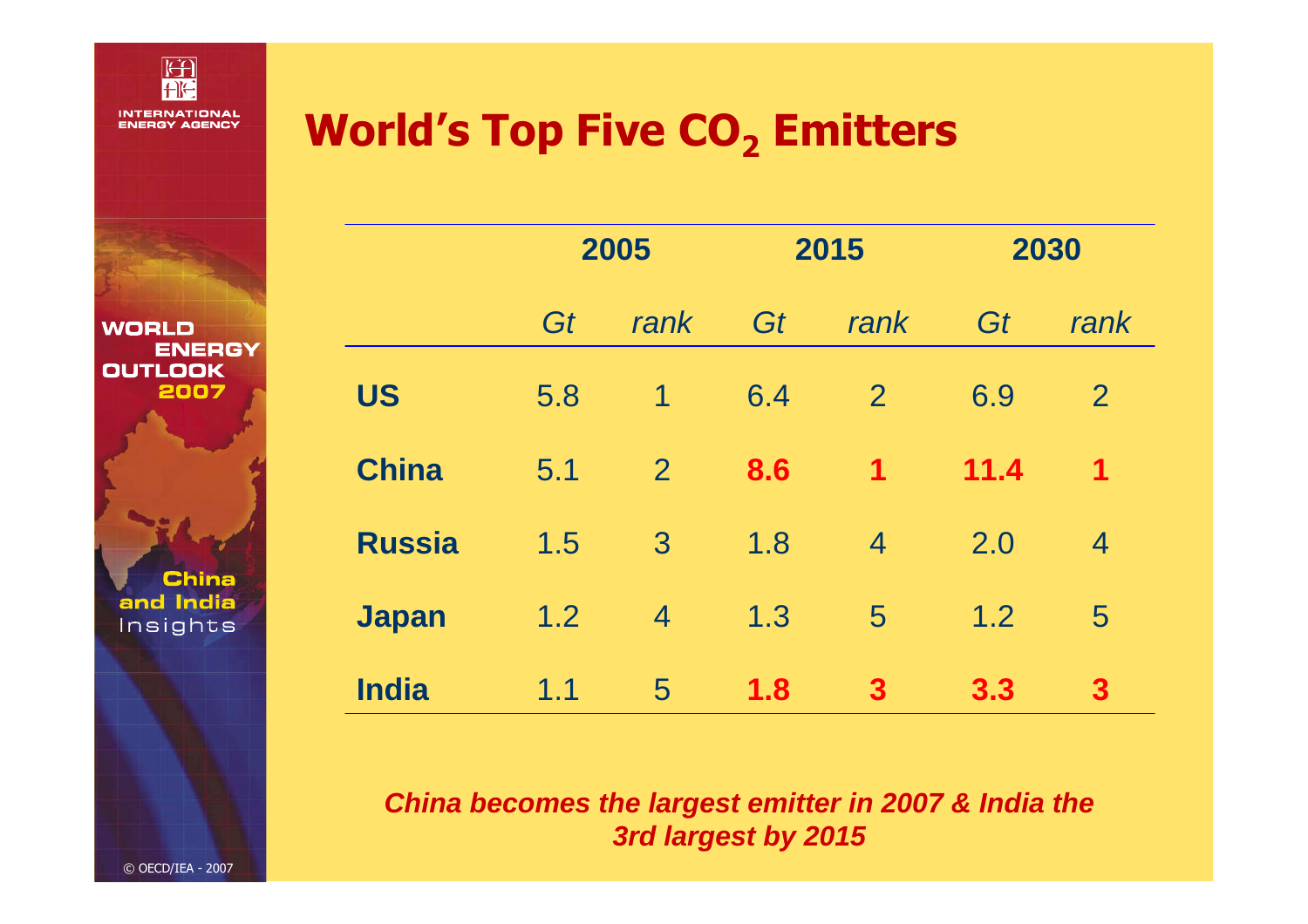# World's Top Five $CO_2$ Emitters

| | 2005 | | 2015 | | 2030 | |
|---|---|---|---|---|---|---|
| | *Gt* | *rank* | *Gt* | *rank* | *Gt* | *rank* |
| **US** | 5.8 | 1 | 6.4 | 2 | 6.9 | 2 |
| **China** | 5.1 | 2 | **8.6** | **1** | **11.4** | **1** |
| **Russia** | 1.5 | 3 | 1.8 | 4 | 2.0 | 4 |
| **Japan** | 1.2 | 4 | 1.3 | 5 | 1.2 | 5 |
| **India** | 1.1 | 5 | **1.8** | **3** | **3.3** | **3** |

***China becomes the largest emitter in 2007 & India the 3rd largest by 2015***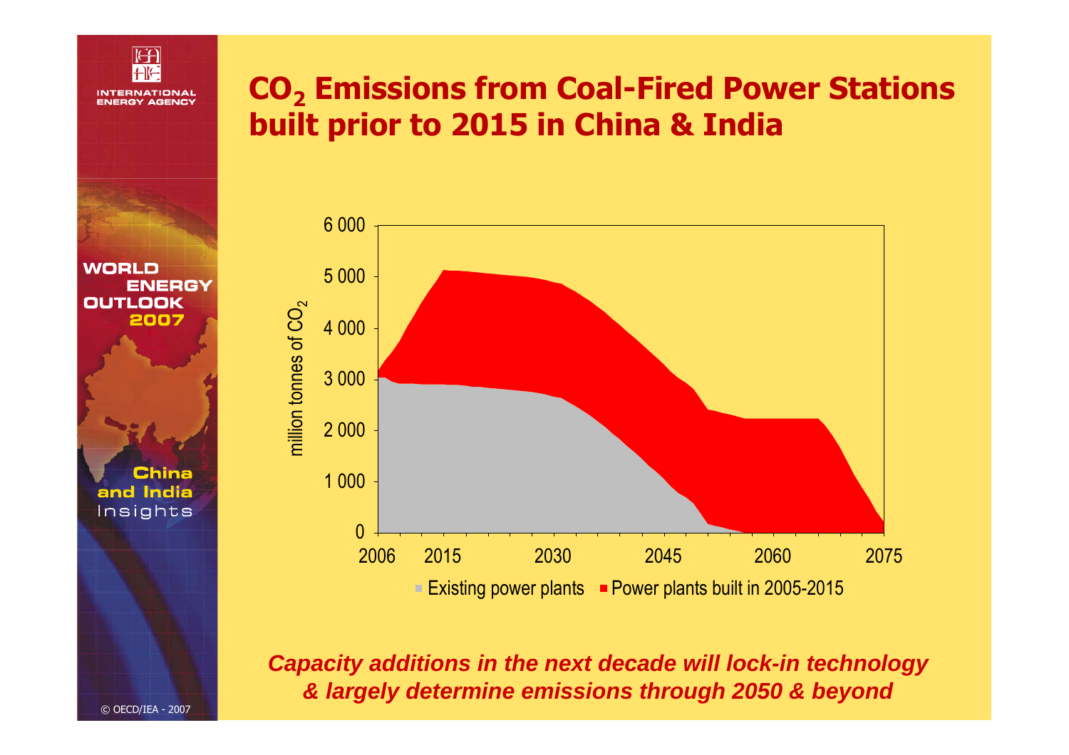# $CO_2$ Emissions from Coal-Fired Power Stations built prior to 2015 in China & India

6 000
5 000
4 000
3 000
2 000
1 000
0

million tonnes of $CO_2$

2006 2015 2030 2045 2060 2075

Existing power plants  Power plants built in 2005-2015

***Capacity additions in the next decade will lock-in technology & largely determine emissions through 2050 & beyond***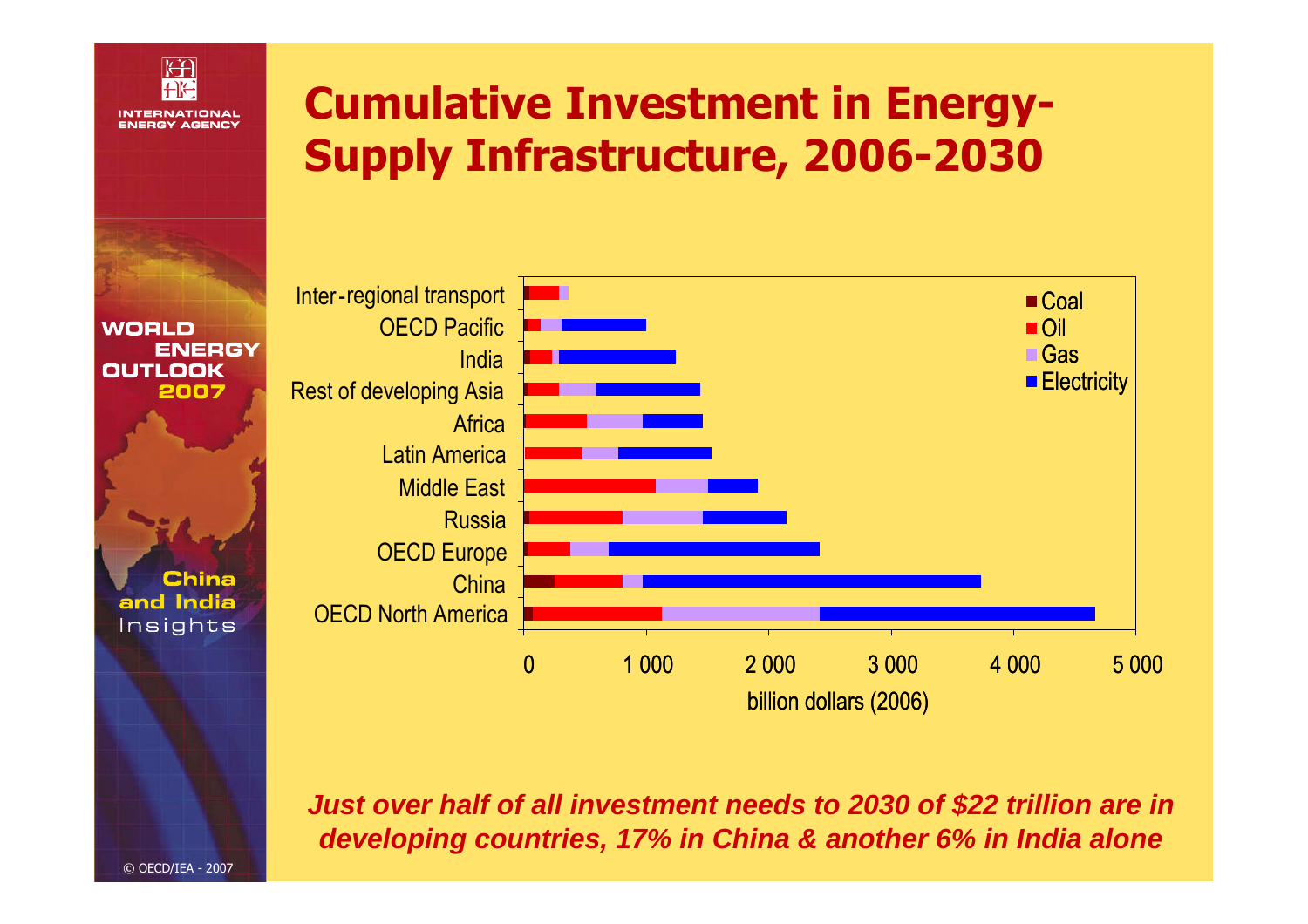# Cumulative Investment in Energy-Supply Infrastructure, 2006-2030

*Just over half of all investment needs to 2030 of $22 trillion are in developing countries, 17% in China & another 6% in India alone*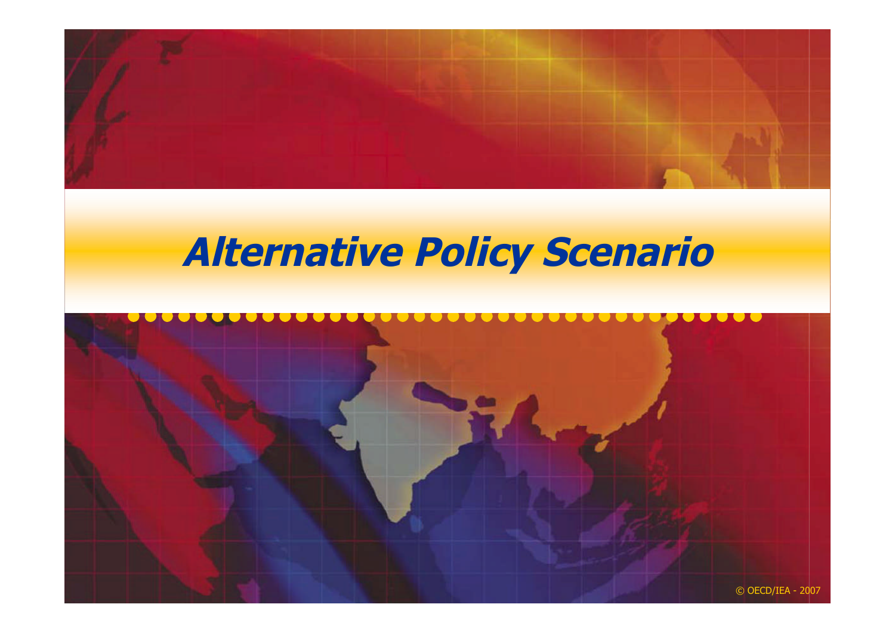# *Alternative Policy Scenario*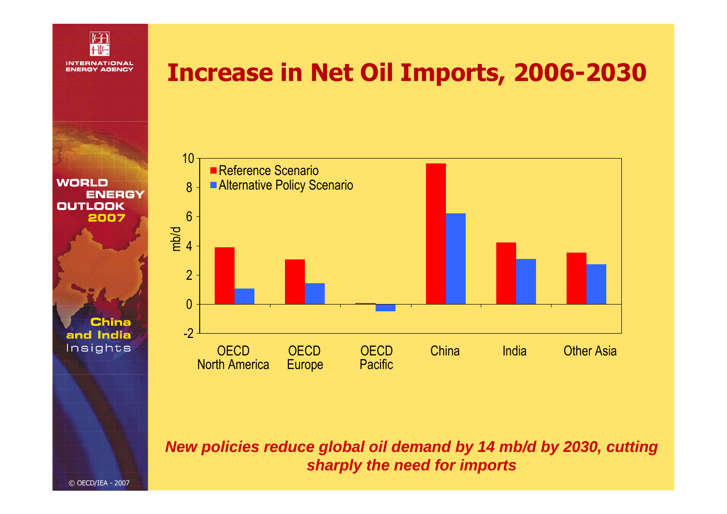# Increase in Net Oil Imports, 2006-2030

| | Reference Scenario | Alternative Policy Scenario |
|---|---|---|
| OECD North America | 3.9 | 1.1 |
| OECD Europe | 3.1 | 1.4 |
| OECD Pacific | 0.1 | -0.5 |
| China | 9.6 | 6.2 |
| India | 4.2 | 3.1 |
| Other Asia | 3.5 | 2.7 |

mb/d

***New policies reduce global oil demand by 14 mb/d by 2030, cutting sharply the need for imports***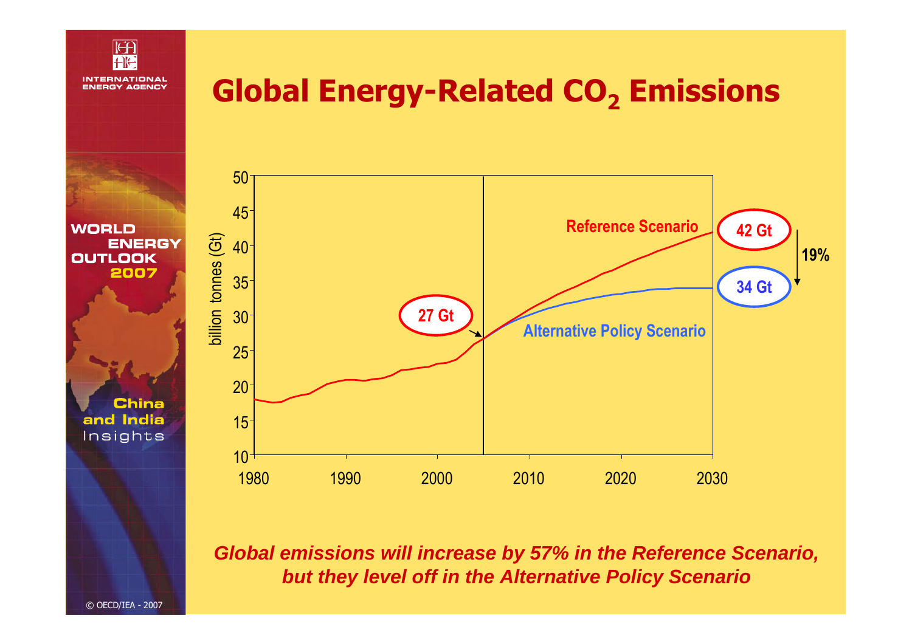# Global Energy-Related $CO_2$ Emissions

*Global emissions will increase by 57% in the Reference Scenario, but they level off in the Alternative Policy Scenario*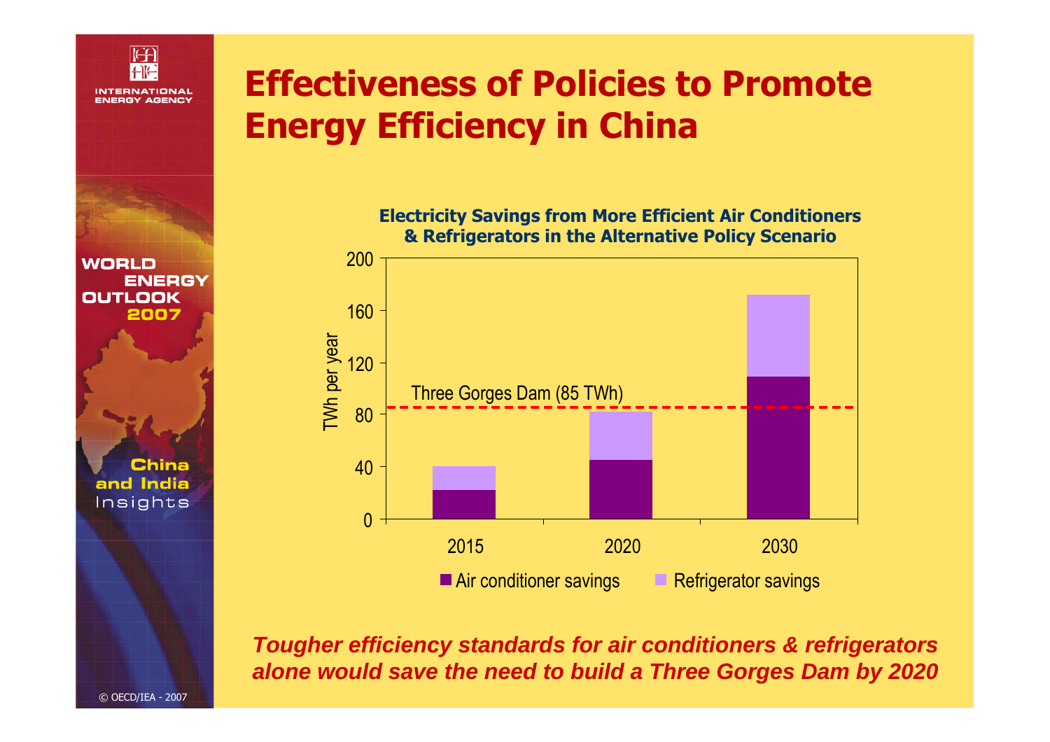# Effectiveness of Policies to Promote Energy Efficiency in China

**Electricity Savings from More Efficient Air Conditioners & Refrigerators in the Alternative Policy Scenario**

*Tougher efficiency standards for air conditioners & refrigerators alone would save the need to build a Three Gorges Dam by 2020*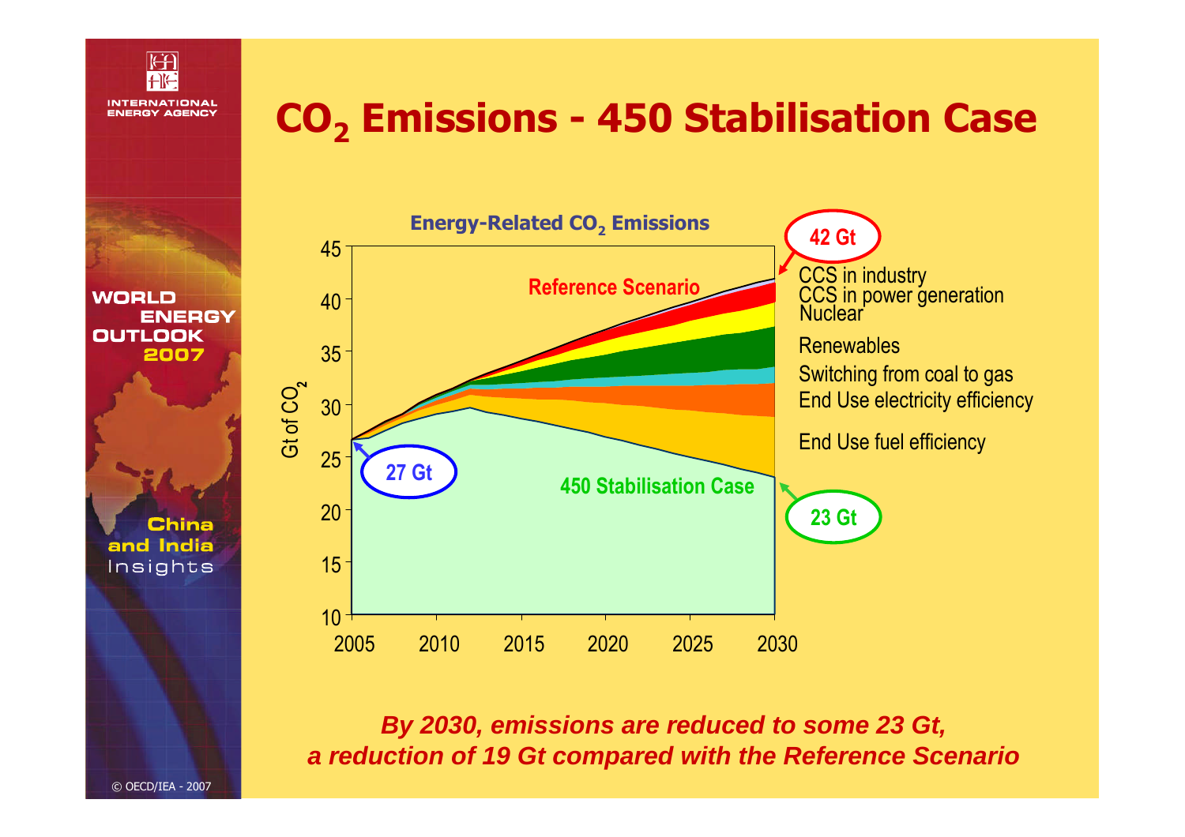# $CO_2$ Emissions - 450 Stabilisation Case

Energy-Related $CO_2$ Emissions

- 42 Gt
- CCS in industry
- CCS in power generation
- Nuclear
- Renewables
- Switching from coal to gas
- End Use electricity efficiency
- End Use fuel efficiency

Reference Scenario

450 Stabilisation Case

27 Gt

23 Gt

Gt of $CO_2$

***By 2030, emissions are reduced to some 23 Gt, a reduction of 19 Gt compared with the Reference Scenario***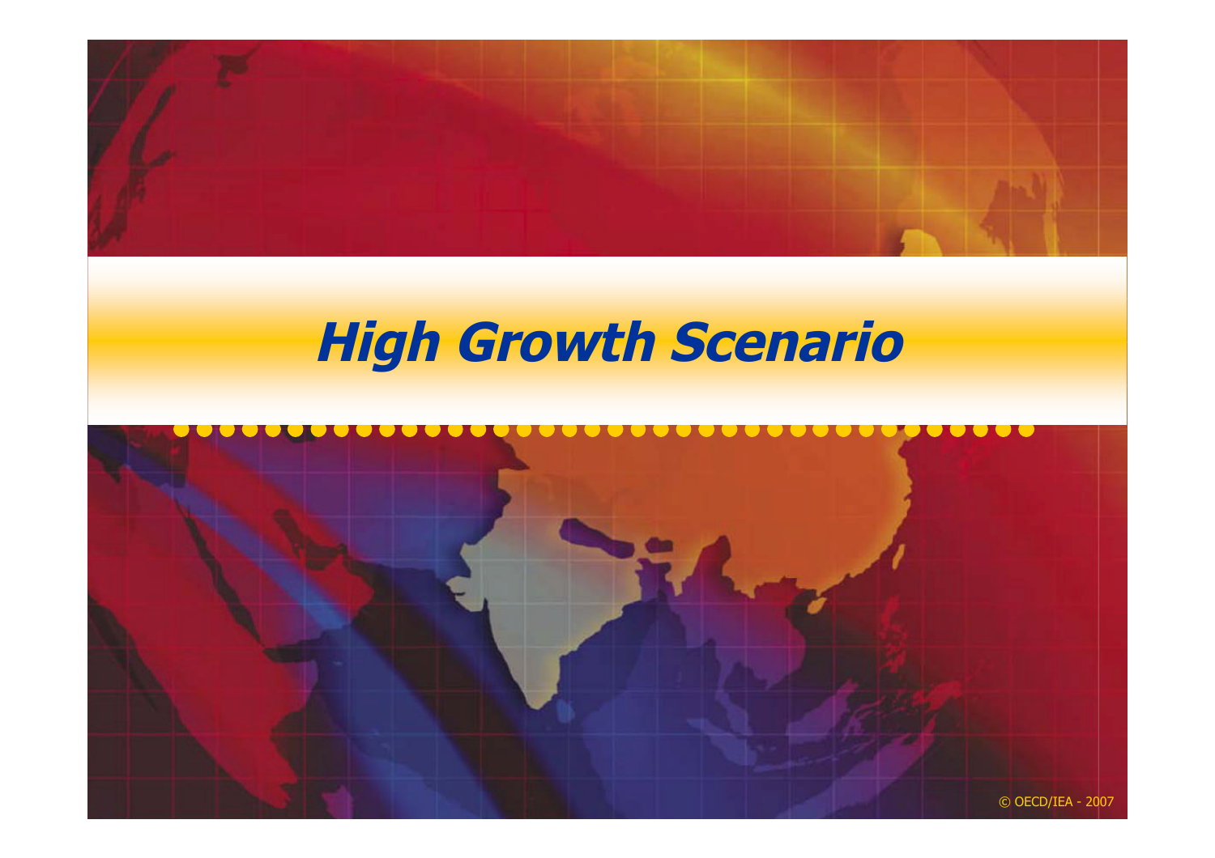# *High Growth Scenario*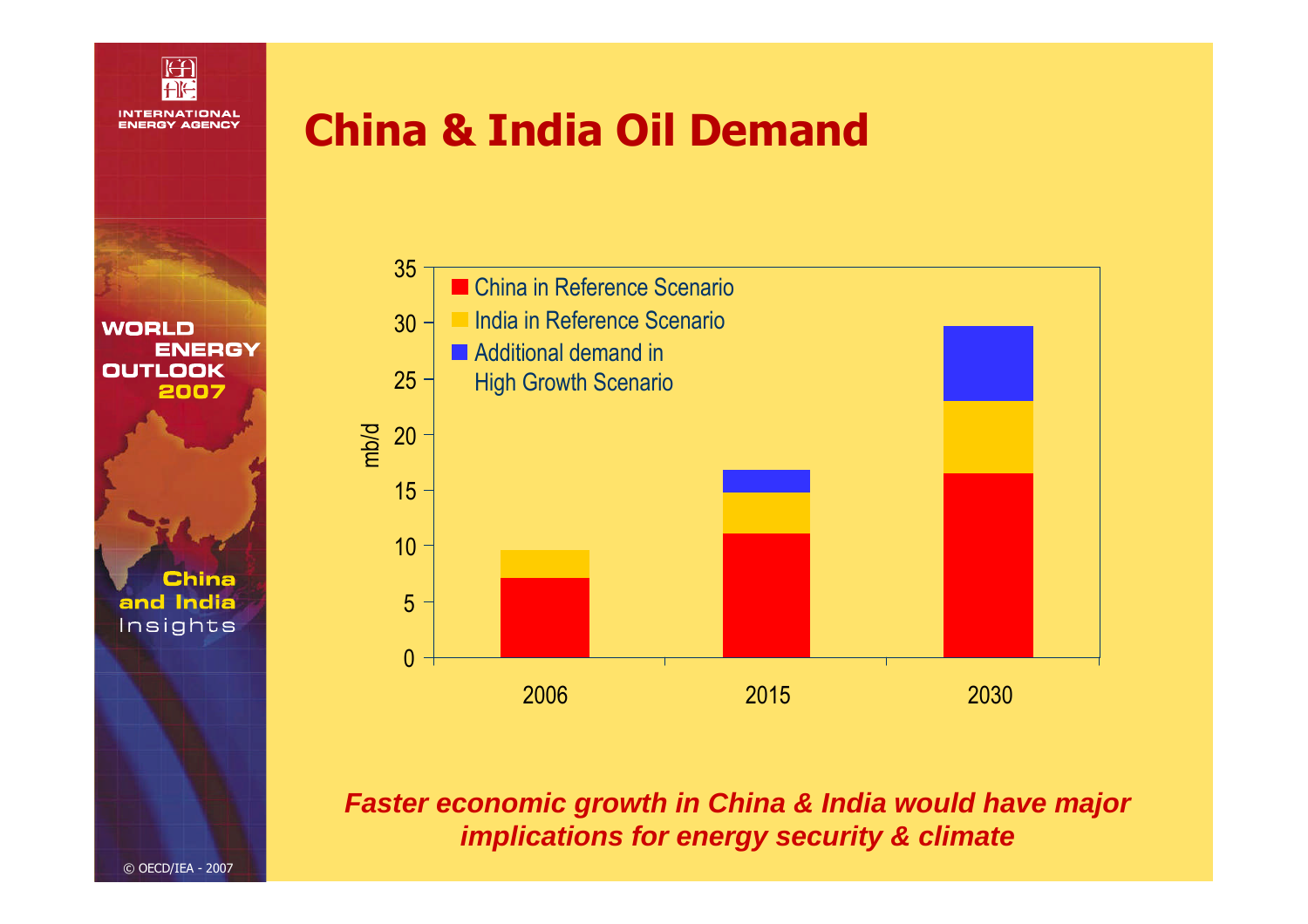# China & India Oil Demand

35
30
25
20
15
10
5
0

mb/d

- China in Reference Scenario
- India in Reference Scenario
- Additional demand in High Growth Scenario

2006 2015 2030

***Faster economic growth in China & India would have major implications for energy security & climate***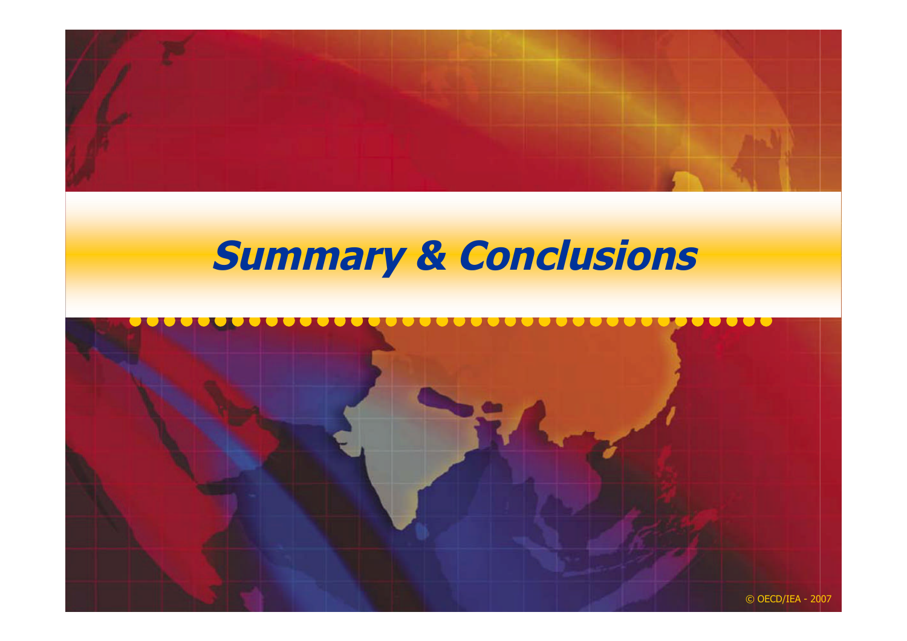# Summary & Conclusions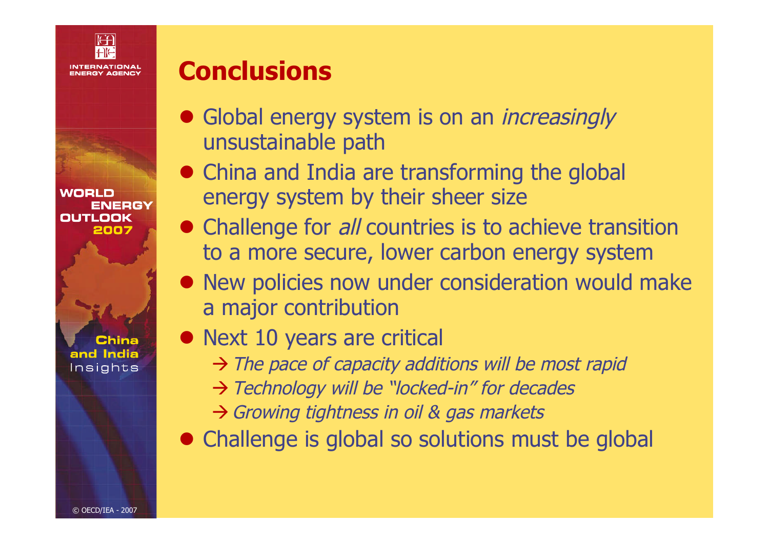# Conclusions

- Global energy system is on an *increasingly* unsustainable path
- China and India are transforming the global energy system by their sheer size
- Challenge for *all* countries is to achieve transition to a more secure, lower carbon energy system
- New policies now under consideration would make a major contribution
- Next 10 years are critical
  - → *The pace of capacity additions will be most rapid*
  - → *Technology will be "locked-in" for decades*
  - → *Growing tightness in oil & gas markets*
- Challenge is global so solutions must be global